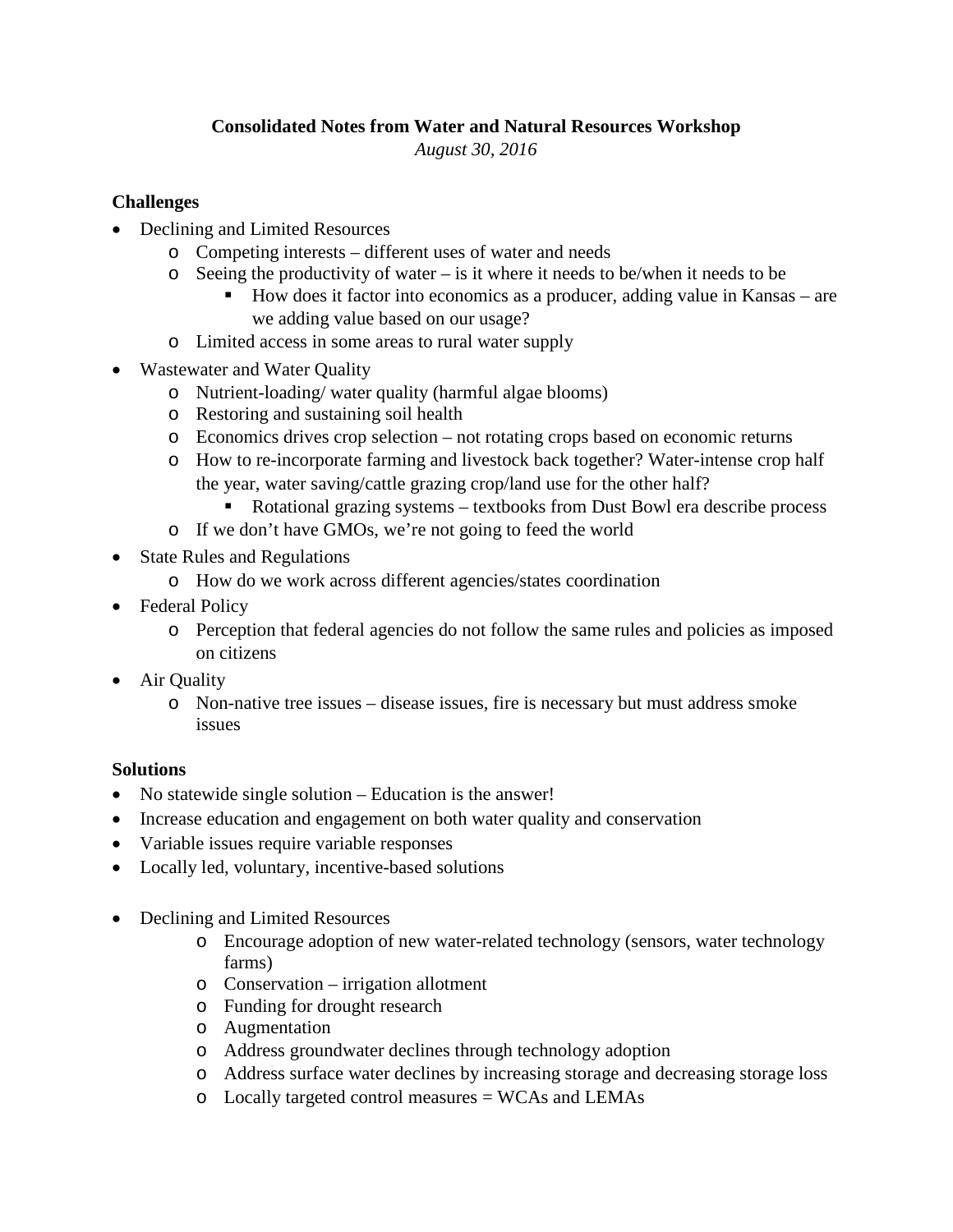**Consolidated Notes from Water and Natural Resources Workshop**

*August 30, 2016*

**Challenges**

- Declining and Limited Resources
  - Competing interests – different uses of water and needs
  - Seeing the productivity of water – is it where it needs to be/when it needs to be
    - How does it factor into economics as a producer, adding value in Kansas – are we adding value based on our usage?
  - Limited access in some areas to rural water supply
- Wastewater and Water Quality
  - Nutrient-loading/ water quality (harmful algae blooms)
  - Restoring and sustaining soil health
  - Economics drives crop selection – not rotating crops based on economic returns
  - How to re-incorporate farming and livestock back together? Water-intense crop half the year, water saving/cattle grazing crop/land use for the other half?
    - Rotational grazing systems – textbooks from Dust Bowl era describe process
  - If we don't have GMOs, we're not going to feed the world
- State Rules and Regulations
  - How do we work across different agencies/states coordination
- Federal Policy
  - Perception that federal agencies do not follow the same rules and policies as imposed on citizens
- Air Quality
  - Non-native tree issues – disease issues, fire is necessary but must address smoke issues

**Solutions**

- No statewide single solution – Education is the answer!
- Increase education and engagement on both water quality and conservation
- Variable issues require variable responses
- Locally led, voluntary, incentive-based solutions

- Declining and Limited Resources
  - Encourage adoption of new water-related technology (sensors, water technology farms)
  - Conservation – irrigation allotment
  - Funding for drought research
  - Augmentation
  - Address groundwater declines through technology adoption
  - Address surface water declines by increasing storage and decreasing storage loss
  - Locally targeted control measures = WCAs and LEMAs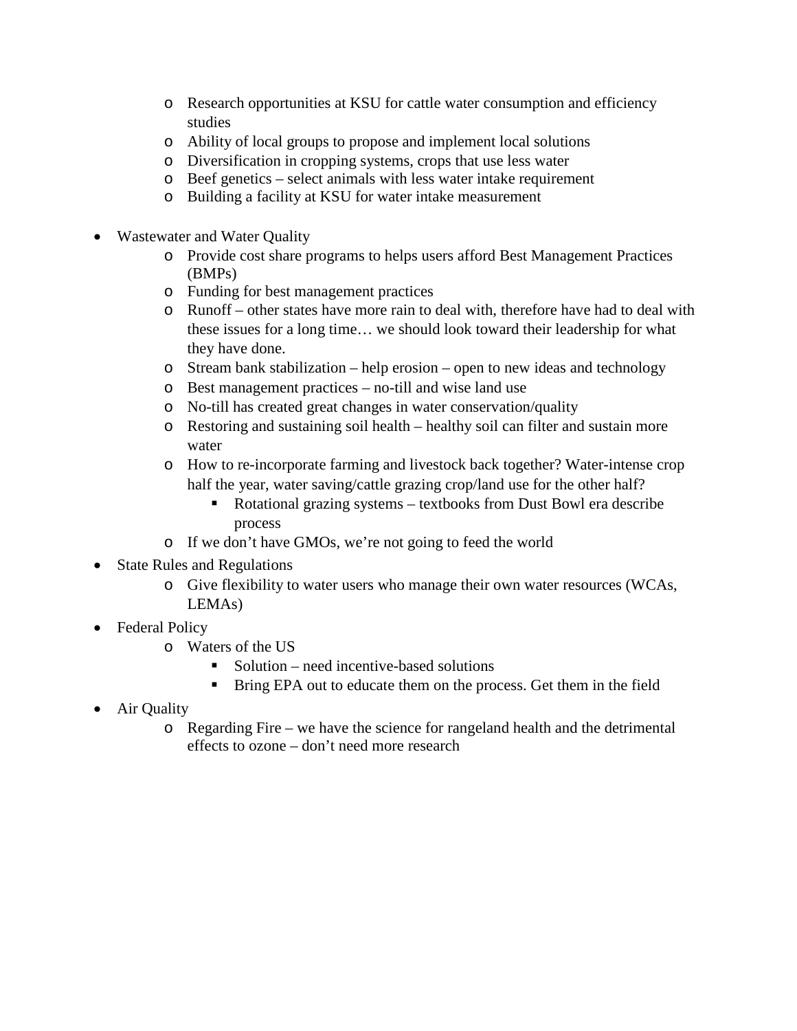- Research opportunities at KSU for cattle water consumption and efficiency studies
  - Ability of local groups to propose and implement local solutions
  - Diversification in cropping systems, crops that use less water
  - Beef genetics – select animals with less water intake requirement
  - Building a facility at KSU for water intake measurement

- Wastewater and Water Quality
  - Provide cost share programs to helps users afford Best Management Practices (BMPs)
  - Funding for best management practices
  - Runoff – other states have more rain to deal with, therefore have had to deal with these issues for a long time… we should look toward their leadership for what they have done.
  - Stream bank stabilization – help erosion – open to new ideas and technology
  - Best management practices – no-till and wise land use
  - No-till has created great changes in water conservation/quality
  - Restoring and sustaining soil health – healthy soil can filter and sustain more water
  - How to re-incorporate farming and livestock back together? Water-intense crop half the year, water saving/cattle grazing crop/land use for the other half?
    - Rotational grazing systems – textbooks from Dust Bowl era describe process
  - If we don't have GMOs, we're not going to feed the world
- State Rules and Regulations
  - Give flexibility to water users who manage their own water resources (WCAs, LEMAs)
- Federal Policy
  - Waters of the US
    - Solution – need incentive-based solutions
    - Bring EPA out to educate them on the process. Get them in the field
- Air Quality
  - Regarding Fire – we have the science for rangeland health and the detrimental effects to ozone – don't need more research